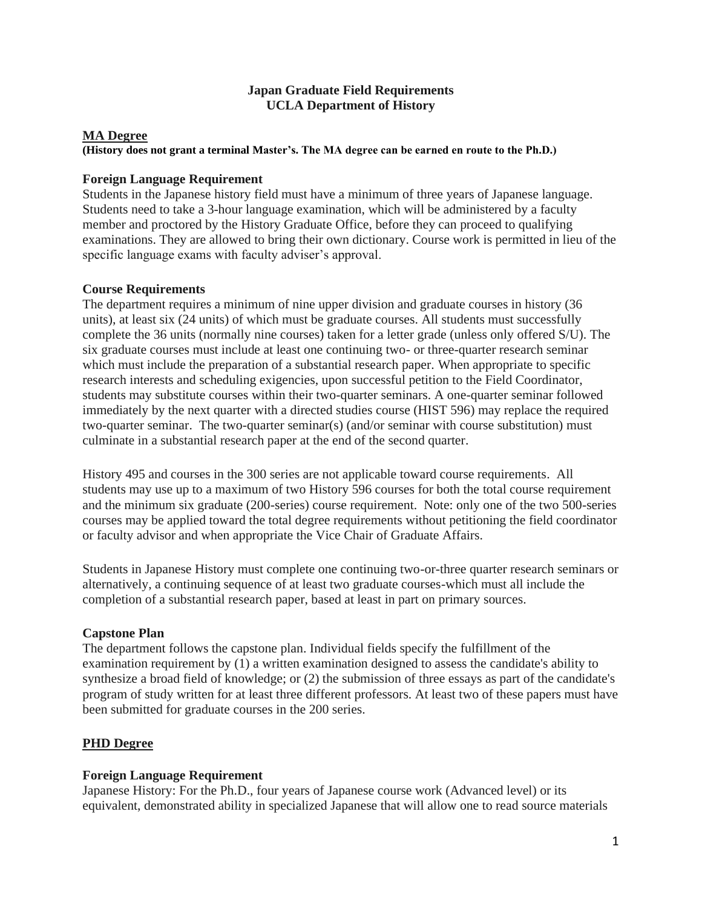# Japan Graduate Field Requirements
# UCLA Department of History

## MA Degree

**(History does not grant a terminal Master's. The MA degree can be earned en route to the Ph.D.)**

### Foreign Language Requirement

Students in the Japanese history field must have a minimum of three years of Japanese language. Students need to take a 3-hour language examination, which will be administered by a faculty member and proctored by the History Graduate Office, before they can proceed to qualifying examinations. They are allowed to bring their own dictionary. Course work is permitted in lieu of the specific language exams with faculty adviser's approval.

### Course Requirements

The department requires a minimum of nine upper division and graduate courses in history (36 units), at least six (24 units) of which must be graduate courses. All students must successfully complete the 36 units (normally nine courses) taken for a letter grade (unless only offered S/U). The six graduate courses must include at least one continuing two- or three-quarter research seminar which must include the preparation of a substantial research paper. When appropriate to specific research interests and scheduling exigencies, upon successful petition to the Field Coordinator, students may substitute courses within their two-quarter seminars. A one-quarter seminar followed immediately by the next quarter with a directed studies course (HIST 596) may replace the required two-quarter seminar. The two-quarter seminar(s) (and/or seminar with course substitution) must culminate in a substantial research paper at the end of the second quarter.

History 495 and courses in the 300 series are not applicable toward course requirements. All students may use up to a maximum of two History 596 courses for both the total course requirement and the minimum six graduate (200-series) course requirement. Note: only one of the two 500-series courses may be applied toward the total degree requirements without petitioning the field coordinator or faculty advisor and when appropriate the Vice Chair of Graduate Affairs.

Students in Japanese History must complete one continuing two-or-three quarter research seminars or alternatively, a continuing sequence of at least two graduate courses-which must all include the completion of a substantial research paper, based at least in part on primary sources.

### Capstone Plan

The department follows the capstone plan. Individual fields specify the fulfillment of the examination requirement by (1) a written examination designed to assess the candidate's ability to synthesize a broad field of knowledge; or (2) the submission of three essays as part of the candidate's program of study written for at least three different professors. At least two of these papers must have been submitted for graduate courses in the 200 series.

## PHD Degree

### Foreign Language Requirement

Japanese History: For the Ph.D., four years of Japanese course work (Advanced level) or its equivalent, demonstrated ability in specialized Japanese that will allow one to read source materials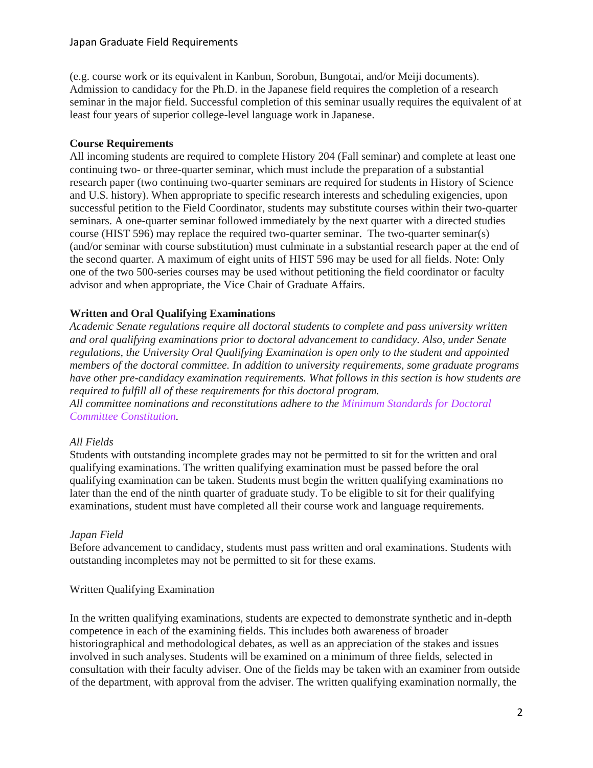(e.g. course work or its equivalent in Kanbun, Sorobun, Bungotai, and/or Meiji documents). Admission to candidacy for the Ph.D. in the Japanese field requires the completion of a research seminar in the major field. Successful completion of this seminar usually requires the equivalent of at least four years of superior college-level language work in Japanese.

**Course Requirements**

All incoming students are required to complete History 204 (Fall seminar) and complete at least one continuing two- or three-quarter seminar, which must include the preparation of a substantial research paper (two continuing two-quarter seminars are required for students in History of Science and U.S. history). When appropriate to specific research interests and scheduling exigencies, upon successful petition to the Field Coordinator, students may substitute courses within their two-quarter seminars. A one-quarter seminar followed immediately by the next quarter with a directed studies course (HIST 596) may replace the required two-quarter seminar. The two-quarter seminar(s) (and/or seminar with course substitution) must culminate in a substantial research paper at the end of the second quarter. A maximum of eight units of HIST 596 may be used for all fields. Note: Only one of the two 500-series courses may be used without petitioning the field coordinator or faculty advisor and when appropriate, the Vice Chair of Graduate Affairs.

**Written and Oral Qualifying Examinations**

*Academic Senate regulations require all doctoral students to complete and pass university written and oral qualifying examinations prior to doctoral advancement to candidacy. Also, under Senate regulations, the University Oral Qualifying Examination is open only to the student and appointed members of the doctoral committee. In addition to university requirements, some graduate programs have other pre-candidacy examination requirements. What follows in this section is how students are required to fulfill all of these requirements for this doctoral program.*
*All committee nominations and reconstitutions adhere to the Minimum Standards for Doctoral Committee Constitution.*

*All Fields*

Students with outstanding incomplete grades may not be permitted to sit for the written and oral qualifying examinations. The written qualifying examination must be passed before the oral qualifying examination can be taken. Students must begin the written qualifying examinations no later than the end of the ninth quarter of graduate study. To be eligible to sit for their qualifying examinations, student must have completed all their course work and language requirements.

*Japan Field*

Before advancement to candidacy, students must pass written and oral examinations. Students with outstanding incompletes may not be permitted to sit for these exams.

Written Qualifying Examination

In the written qualifying examinations, students are expected to demonstrate synthetic and in-depth competence in each of the examining fields. This includes both awareness of broader historiographical and methodological debates, as well as an appreciation of the stakes and issues involved in such analyses. Students will be examined on a minimum of three fields, selected in consultation with their faculty adviser. One of the fields may be taken with an examiner from outside of the department, with approval from the adviser. The written qualifying examination normally, the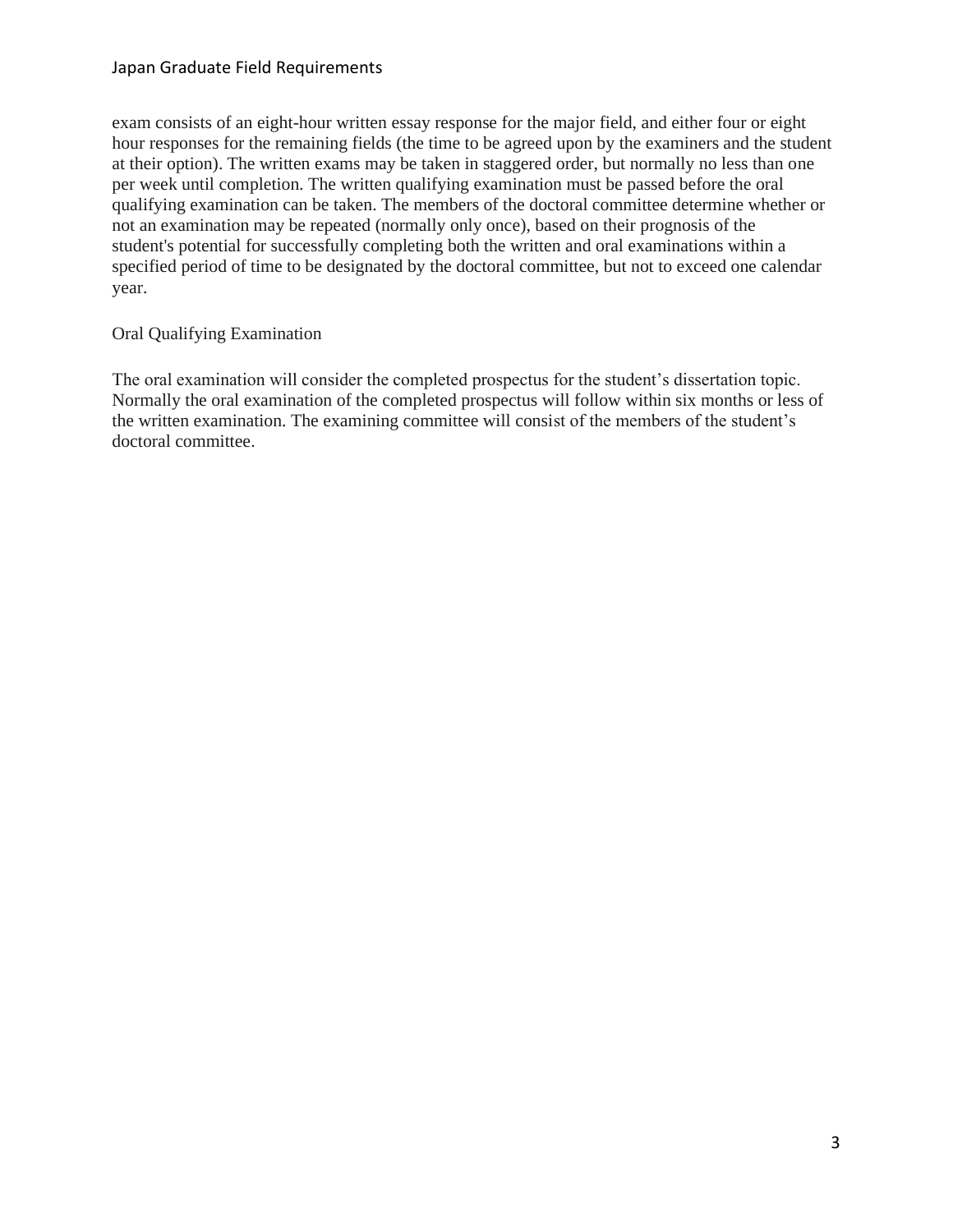exam consists of an eight-hour written essay response for the major field, and either four or eight hour responses for the remaining fields (the time to be agreed upon by the examiners and the student at their option). The written exams may be taken in staggered order, but normally no less than one per week until completion. The written qualifying examination must be passed before the oral qualifying examination can be taken. The members of the doctoral committee determine whether or not an examination may be repeated (normally only once), based on their prognosis of the student's potential for successfully completing both the written and oral examinations within a specified period of time to be designated by the doctoral committee, but not to exceed one calendar year.

## Oral Qualifying Examination

The oral examination will consider the completed prospectus for the student's dissertation topic. Normally the oral examination of the completed prospectus will follow within six months or less of the written examination. The examining committee will consist of the members of the student's doctoral committee.